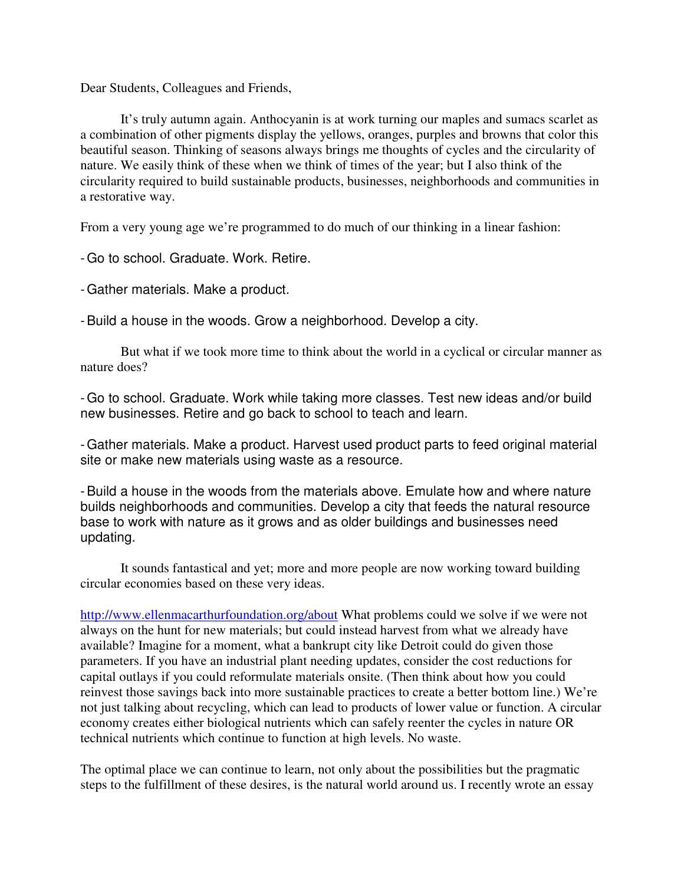Dear Students, Colleagues and Friends,

It's truly autumn again. Anthocyanin is at work turning our maples and sumacs scarlet as a combination of other pigments display the yellows, oranges, purples and browns that color this beautiful season. Thinking of seasons always brings me thoughts of cycles and the circularity of nature. We easily think of these when we think of times of the year; but I also think of the circularity required to build sustainable products, businesses, neighborhoods and communities in a restorative way.

From a very young age we're programmed to do much of our thinking in a linear fashion:

- Go to school. Graduate. Work. Retire.

- Gather materials. Make a product.

- Build a house in the woods. Grow a neighborhood. Develop a city.

But what if we took more time to think about the world in a cyclical or circular manner as nature does?

- Go to school. Graduate. Work while taking more classes. Test new ideas and/or build new businesses. Retire and go back to school to teach and learn.

- Gather materials. Make a product. Harvest used product parts to feed original material site or make new materials using waste as a resource.

- Build a house in the woods from the materials above. Emulate how and where nature builds neighborhoods and communities. Develop a city that feeds the natural resource base to work with nature as it grows and as older buildings and businesses need updating.

It sounds fantastical and yet; more and more people are now working toward building circular economies based on these very ideas.

http://www.ellenmacarthurfoundation.org/about What problems could we solve if we were not always on the hunt for new materials; but could instead harvest from what we already have available? Imagine for a moment, what a bankrupt city like Detroit could do given those parameters. If you have an industrial plant needing updates, consider the cost reductions for capital outlays if you could reformulate materials onsite. (Then think about how you could reinvest those savings back into more sustainable practices to create a better bottom line.) We're not just talking about recycling, which can lead to products of lower value or function. A circular economy creates either biological nutrients which can safely reenter the cycles in nature OR technical nutrients which continue to function at high levels. No waste.

The optimal place we can continue to learn, not only about the possibilities but the pragmatic steps to the fulfillment of these desires, is the natural world around us. I recently wrote an essay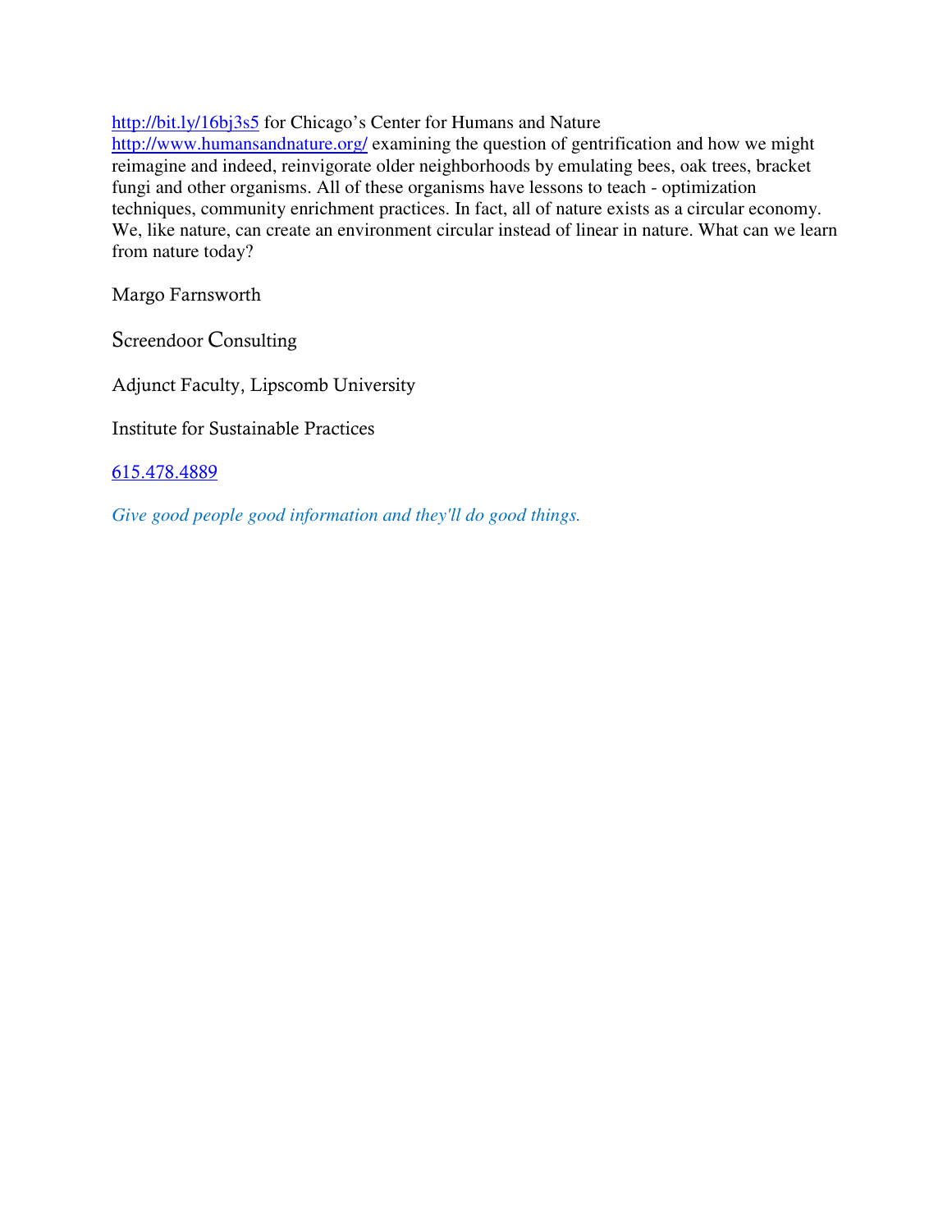http://bit.ly/16bj3s5 for Chicago's Center for Humans and Nature http://www.humansandnature.org/ examining the question of gentrification and how we might reimagine and indeed, reinvigorate older neighborhoods by emulating bees, oak trees, bracket fungi and other organisms. All of these organisms have lessons to teach - optimization techniques, community enrichment practices. In fact, all of nature exists as a circular economy. We, like nature, can create an environment circular instead of linear in nature. What can we learn from nature today?

Margo Farnsworth

Screendoor Consulting

Adjunct Faculty, Lipscomb University

Institute for Sustainable Practices

615.478.4889

*Give good people good information and they'll do good things.*